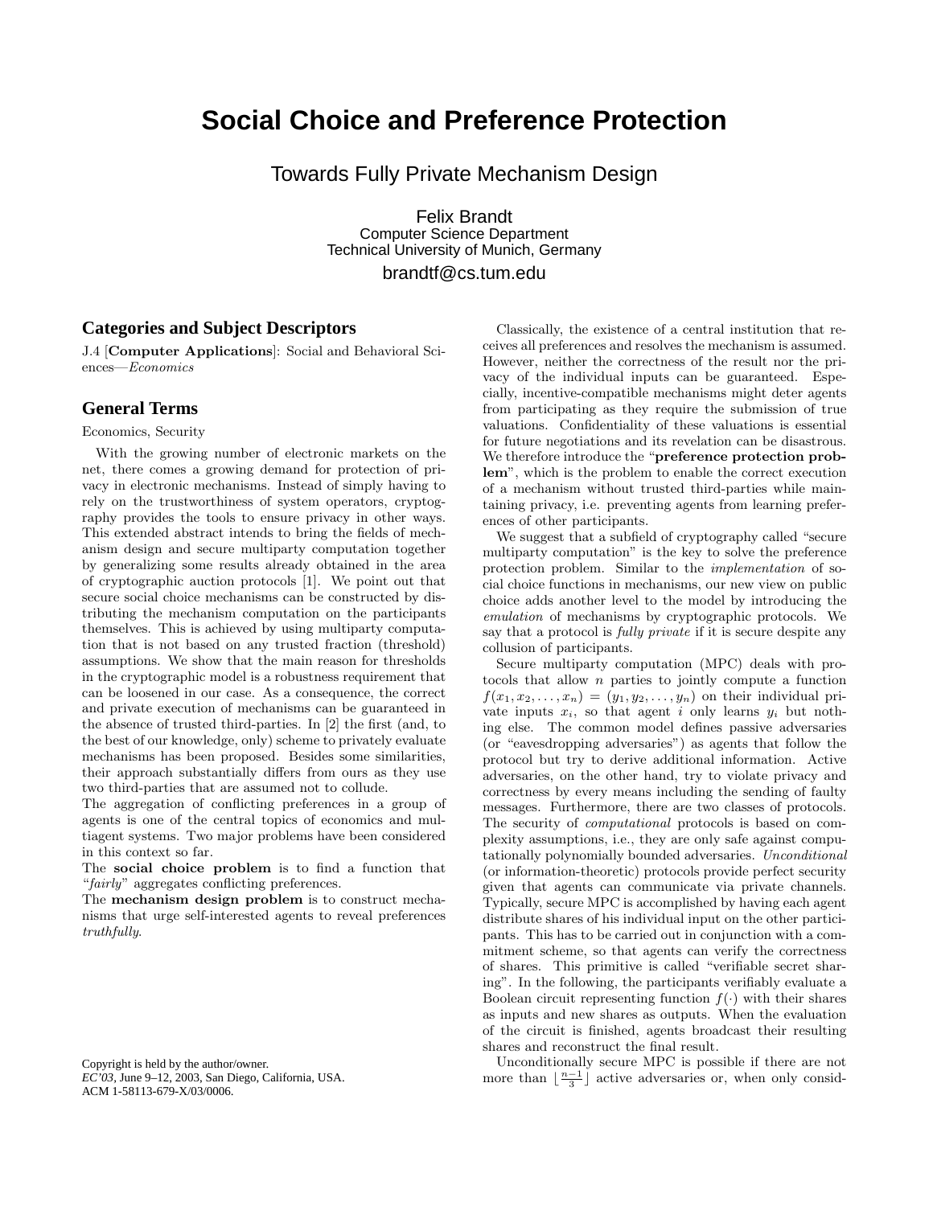# Social Choice and Preference Protection

## Towards Fully Private Mechanism Design

Felix Brandt
Computer Science Department
Technical University of Munich, Germany
brandtf@cs.tum.edu

## Categories and Subject Descriptors

J.4 [**Computer Applications**]: Social and Behavioral Sciences—*Economics*

## General Terms

Economics, Security

With the growing number of electronic markets on the net, there comes a growing demand for protection of privacy in electronic mechanisms. Instead of simply having to rely on the trustworthiness of system operators, cryptography provides the tools to ensure privacy in other ways. This extended abstract intends to bring the fields of mechanism design and secure multiparty computation together by generalizing some results already obtained in the area of cryptographic auction protocols [1]. We point out that secure social choice mechanisms can be constructed by distributing the mechanism computation on the participants themselves. This is achieved by using multiparty computation that is not based on any trusted fraction (threshold) assumptions. We show that the main reason for thresholds in the cryptographic model is a robustness requirement that can be loosened in our case. As a consequence, the correct and private execution of mechanisms can be guaranteed in the absence of trusted third-parties. In [2] the first (and, to the best of our knowledge, only) scheme to privately evaluate mechanisms has been proposed. Besides some similarities, their approach substantially differs from ours as they use two third-parties that are assumed not to collude.

The aggregation of conflicting preferences in a group of agents is one of the central topics of economics and multiagent systems. Two major problems have been considered in this context so far.

The **social choice problem** is to find a function that "*fairly*" aggregates conflicting preferences.

The **mechanism design problem** is to construct mechanisms that urge self-interested agents to reveal preferences *truthfully*.

Classically, the existence of a central institution that receives all preferences and resolves the mechanism is assumed. However, neither the correctness of the result nor the privacy of the individual inputs can be guaranteed. Especially, incentive-compatible mechanisms might deter agents from participating as they require the submission of true valuations. Confidentiality of these valuations is essential for future negotiations and its revelation can be disastrous. We therefore introduce the "**preference protection problem**", which is the problem to enable the correct execution of a mechanism without trusted third-parties while maintaining privacy, i.e. preventing agents from learning preferences of other participants.

We suggest that a subfield of cryptography called "secure multiparty computation" is the key to solve the preference protection problem. Similar to the *implementation* of social choice functions in mechanisms, our new view on public choice adds another level to the model by introducing the *emulation* of mechanisms by cryptographic protocols. We say that a protocol is *fully private* if it is secure despite any collusion of participants.

Secure multiparty computation (MPC) deals with protocols that allow $n$ parties to jointly compute a function $f(x_1, x_2, \ldots, x_n) = (y_1, y_2, \ldots, y_n)$ on their individual private inputs $x_i$, so that agent $i$ only learns $y_i$ but nothing else. The common model defines passive adversaries (or "eavesdropping adversaries") as agents that follow the protocol but try to derive additional information. Active adversaries, on the other hand, try to violate privacy and correctness by every means including the sending of faulty messages. Furthermore, there are two classes of protocols. The security of *computational* protocols is based on complexity assumptions, i.e., they are only safe against computationally polynomially bounded adversaries. *Unconditional* (or information-theoretic) protocols provide perfect security given that agents can communicate via private channels. Typically, secure MPC is accomplished by having each agent distribute shares of his individual input on the other participants. This has to be carried out in conjunction with a commitment scheme, so that agents can verify the correctness of shares. This primitive is called "verifiable secret sharing". In the following, the participants verifiably evaluate a Boolean circuit representing function $f(\cdot)$ with their shares as inputs and new shares as outputs. When the evaluation of the circuit is finished, agents broadcast their resulting shares and reconstruct the final result.

Unconditionally secure MPC is possible if there are not more than $\lfloor \frac{n-1}{3} \rfloor$ active adversaries or, when only consid-

Copyright is held by the author/owner.
*EC'03*, June 9–12, 2003, San Diego, California, USA.
ACM 1-58113-679-X/03/0006.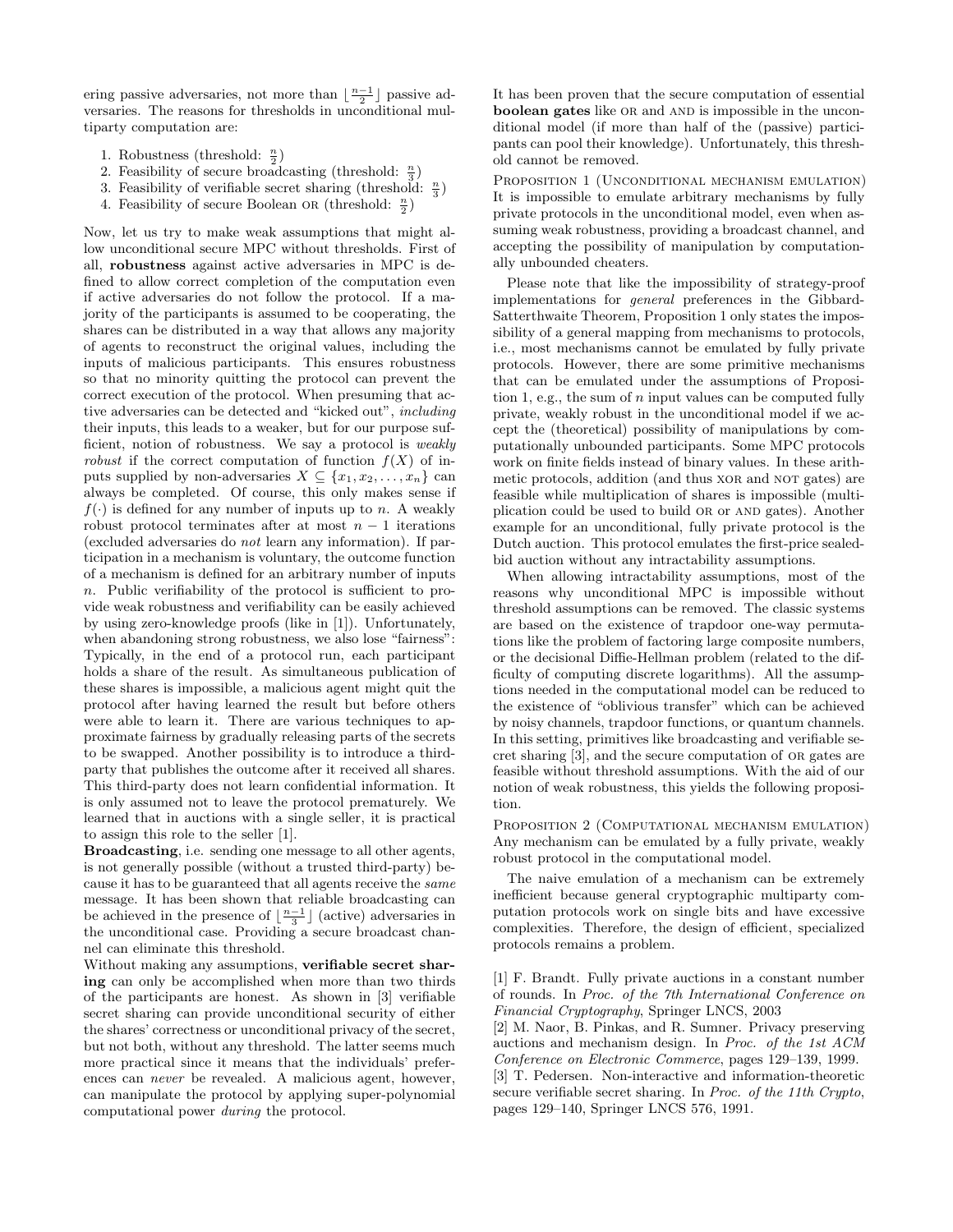ering passive adversaries, not more than $\lfloor\frac{n-1}{2}\rfloor$ passive adversaries. The reasons for thresholds in unconditional multiparty computation are:

1. Robustness (threshold: $\frac{n}{2}$)
2. Feasibility of secure broadcasting (threshold: $\frac{n}{3}$)
3. Feasibility of verifiable secret sharing (threshold: $\frac{n}{3}$)
4. Feasibility of secure Boolean OR (threshold: $\frac{n}{2}$)

Now, let us try to make weak assumptions that might allow unconditional secure MPC without thresholds. First of all, **robustness** against active adversaries in MPC is defined to allow correct completion of the computation even if active adversaries do not follow the protocol. If a majority of the participants is assumed to be cooperating, the shares can be distributed in a way that allows any majority of agents to reconstruct the original values, including the inputs of malicious participants. This ensures robustness so that no minority quitting the protocol can prevent the correct execution of the protocol. When presuming that active adversaries can be detected and "kicked out", *including* their inputs, this leads to a weaker, but for our purpose sufficient, notion of robustness. We say a protocol is *weakly robust* if the correct computation of function $f(X)$ of inputs supplied by non-adversaries $X \subseteq \{x_1, x_2, \ldots, x_n\}$ can always be completed. Of course, this only makes sense if $f(\cdot)$ is defined for any number of inputs up to $n$. A weakly robust protocol terminates after at most $n-1$ iterations (excluded adversaries do *not* learn any information). If participation in a mechanism is voluntary, the outcome function of a mechanism is defined for an arbitrary number of inputs $n$. Public verifiability of the protocol is sufficient to provide weak robustness and verifiability can be easily achieved by using zero-knowledge proofs (like in [1]). Unfortunately, when abandoning strong robustness, we also lose "fairness": Typically, in the end of a protocol run, each participant holds a share of the result. As simultaneous publication of these shares is impossible, a malicious agent might quit the protocol after having learned the result but before others were able to learn it. There are various techniques to approximate fairness by gradually releasing parts of the secrets to be swapped. Another possibility is to introduce a third-party that publishes the outcome after it received all shares. This third-party does not learn confidential information. It is only assumed not to leave the protocol prematurely. We learned that in auctions with a single seller, it is practical to assign this role to the seller [1].

**Broadcasting**, i.e. sending one message to all other agents, is not generally possible (without a trusted third-party) because it has to be guaranteed that all agents receive the *same* message. It has been shown that reliable broadcasting can be achieved in the presence of $\lfloor\frac{n-1}{3}\rfloor$ (active) adversaries in the unconditional case. Providing a secure broadcast channel can eliminate this threshold.

Without making any assumptions, **verifiable secret sharing** can only be accomplished when more than two thirds of the participants are honest. As shown in [3] verifiable secret sharing can provide unconditional security of either the shares' correctness or unconditional privacy of the secret, but not both, without any threshold. The latter seems much more practical since it means that the individuals' preferences can *never* be revealed. A malicious agent, however, can manipulate the protocol by applying super-polynomial computational power *during* the protocol.

It has been proven that the secure computation of essential **boolean gates** like OR and AND is impossible in the unconditional model (if more than half of the (passive) participants can pool their knowledge). Unfortunately, this threshold cannot be removed.

PROPOSITION 1 (UNCONDITIONAL MECHANISM EMULATION) It is impossible to emulate arbitrary mechanisms by fully private protocols in the unconditional model, even when assuming weak robustness, providing a broadcast channel, and accepting the possibility of manipulation by computationally unbounded cheaters.

Please note that like the impossibility of strategy-proof implementations for *general* preferences in the Gibbard-Satterthwaite Theorem, Proposition 1 only states the impossibility of a general mapping from mechanisms to protocols, i.e., most mechanisms cannot be emulated by fully private protocols. However, there are some primitive mechanisms that can be emulated under the assumptions of Proposition 1, e.g., the sum of $n$ input values can be computed fully private, weakly robust in the unconditional model if we accept the (theoretical) possibility of manipulations by computationally unbounded participants. Some MPC protocols work on finite fields instead of binary values. In these arithmetic protocols, addition (and thus XOR and NOT gates) are feasible while multiplication of shares is impossible (multiplication could be used to build OR or AND gates). Another example for an unconditional, fully private protocol is the Dutch auction. This protocol emulates the first-price sealed-bid auction without any intractability assumptions.

When allowing intractability assumptions, most of the reasons why unconditional MPC is impossible without threshold assumptions can be removed. The classic systems are based on the existence of trapdoor one-way permutations like the problem of factoring large composite numbers, or the decisional Diffie-Hellman problem (related to the difficulty of computing discrete logarithms). All the assumptions needed in the computational model can be reduced to the existence of "oblivious transfer" which can be achieved by noisy channels, trapdoor functions, or quantum channels. In this setting, primitives like broadcasting and verifiable secret sharing [3], and the secure computation of OR gates are feasible without threshold assumptions. With the aid of our notion of weak robustness, this yields the following proposition.

PROPOSITION 2 (COMPUTATIONAL MECHANISM EMULATION) Any mechanism can be emulated by a fully private, weakly robust protocol in the computational model.

The naive emulation of a mechanism can be extremely inefficient because general cryptographic multiparty computation protocols work on single bits and have excessive complexities. Therefore, the design of efficient, specialized protocols remains a problem.

[1] F. Brandt. Fully private auctions in a constant number of rounds. In *Proc. of the 7th International Conference on Financial Cryptography*, Springer LNCS, 2003

[2] M. Naor, B. Pinkas, and R. Sumner. Privacy preserving auctions and mechanism design. In *Proc. of the 1st ACM Conference on Electronic Commerce*, pages 129–139, 1999.

[3] T. Pedersen. Non-interactive and information-theoretic secure verifiable secret sharing. In *Proc. of the 11th Crypto*, pages 129–140, Springer LNCS 576, 1991.